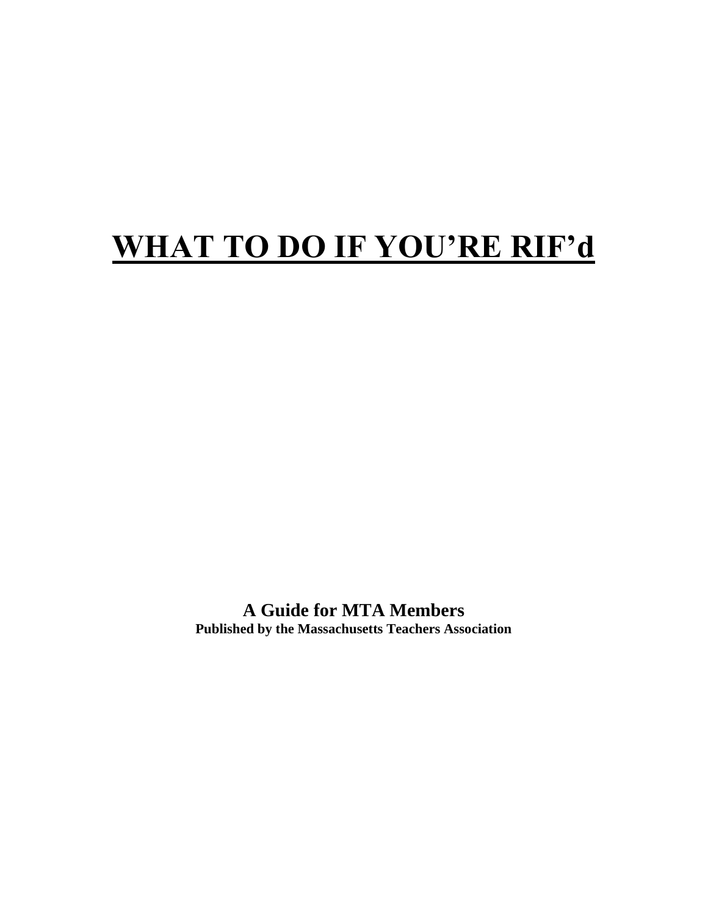# WHAT TO DO IF YOU'RE RIF'd

**A Guide for MTA Members**
**Published by the Massachusetts Teachers Association**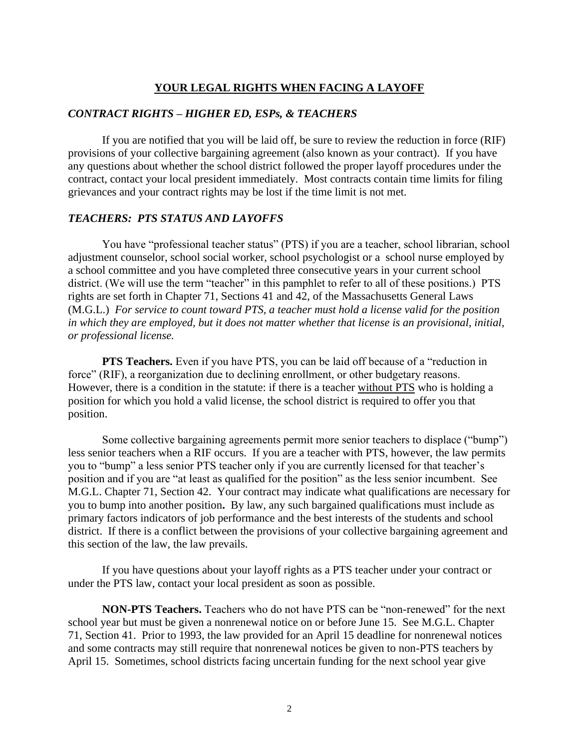## YOUR LEGAL RIGHTS WHEN FACING A LAYOFF

### *CONTRACT RIGHTS – HIGHER ED, ESPs, & TEACHERS*

If you are notified that you will be laid off, be sure to review the reduction in force (RIF) provisions of your collective bargaining agreement (also known as your contract). If you have any questions about whether the school district followed the proper layoff procedures under the contract, contact your local president immediately. Most contracts contain time limits for filing grievances and your contract rights may be lost if the time limit is not met.

### *TEACHERS: PTS STATUS AND LAYOFFS*

You have "professional teacher status" (PTS) if you are a teacher, school librarian, school adjustment counselor, school social worker, school psychologist or a school nurse employed by a school committee and you have completed three consecutive years in your current school district. (We will use the term "teacher" in this pamphlet to refer to all of these positions.) PTS rights are set forth in Chapter 71, Sections 41 and 42, of the Massachusetts General Laws (M.G.L.) *For service to count toward PTS, a teacher must hold a license valid for the position in which they are employed, but it does not matter whether that license is an provisional, initial, or professional license.*

**PTS Teachers.** Even if you have PTS, you can be laid off because of a "reduction in force" (RIF), a reorganization due to declining enrollment, or other budgetary reasons. However, there is a condition in the statute: if there is a teacher <u>without PTS</u> who is holding a position for which you hold a valid license, the school district is required to offer you that position.

Some collective bargaining agreements permit more senior teachers to displace ("bump") less senior teachers when a RIF occurs. If you are a teacher with PTS, however, the law permits you to "bump" a less senior PTS teacher only if you are currently licensed for that teacher's position and if you are "at least as qualified for the position" as the less senior incumbent. See M.G.L. Chapter 71, Section 42. Your contract may indicate what qualifications are necessary for you to bump into another position**.** By law, any such bargained qualifications must include as primary factors indicators of job performance and the best interests of the students and school district. If there is a conflict between the provisions of your collective bargaining agreement and this section of the law, the law prevails.

If you have questions about your layoff rights as a PTS teacher under your contract or under the PTS law, contact your local president as soon as possible.

**NON-PTS Teachers.** Teachers who do not have PTS can be "non-renewed" for the next school year but must be given a nonrenewal notice on or before June 15. See M.G.L. Chapter 71, Section 41. Prior to 1993, the law provided for an April 15 deadline for nonrenewal notices and some contracts may still require that nonrenewal notices be given to non-PTS teachers by April 15. Sometimes, school districts facing uncertain funding for the next school year give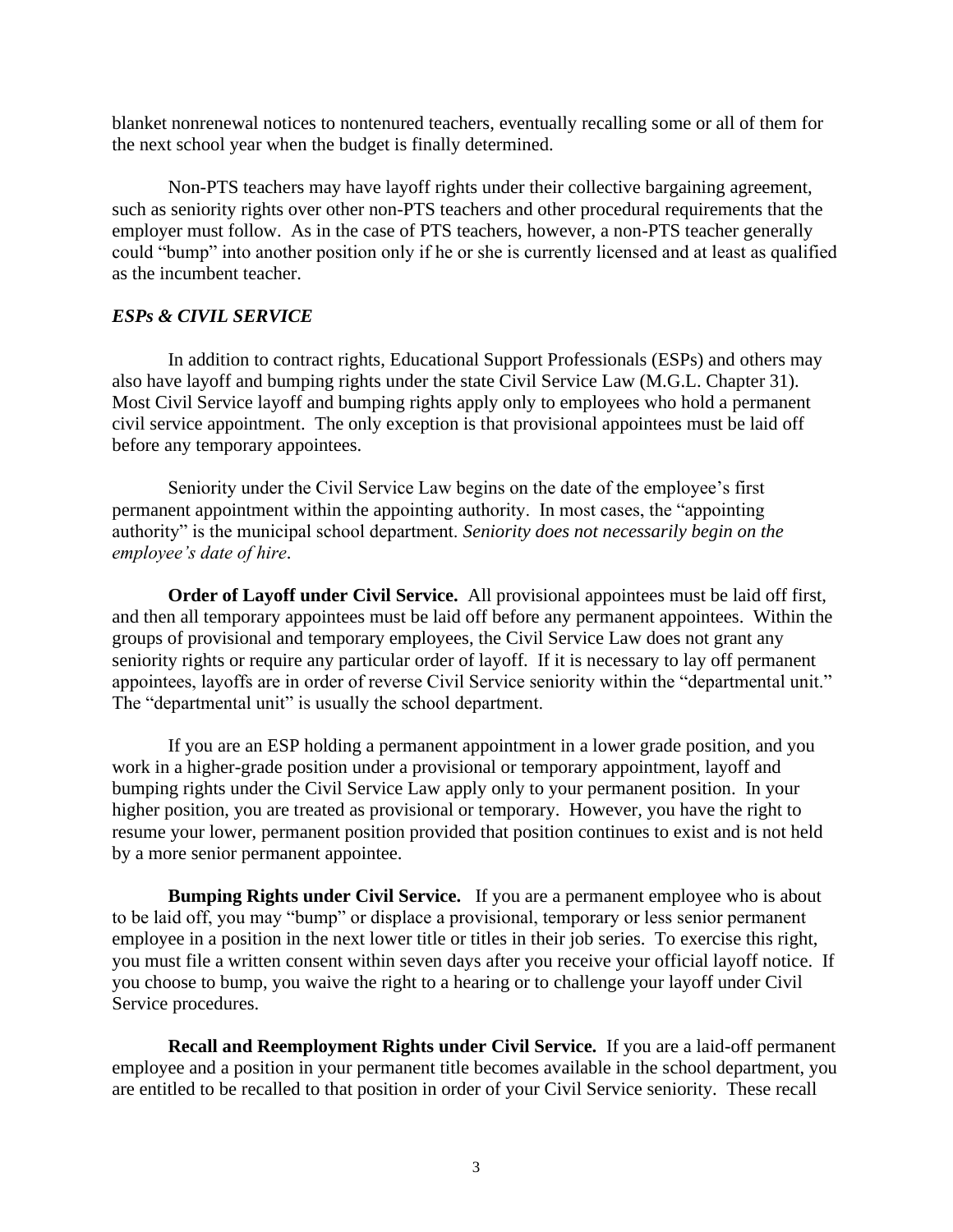blanket nonrenewal notices to nontenured teachers, eventually recalling some or all of them for the next school year when the budget is finally determined.

Non-PTS teachers may have layoff rights under their collective bargaining agreement, such as seniority rights over other non-PTS teachers and other procedural requirements that the employer must follow. As in the case of PTS teachers, however, a non-PTS teacher generally could "bump" into another position only if he or she is currently licensed and at least as qualified as the incumbent teacher.

### *ESPs & CIVIL SERVICE*

In addition to contract rights, Educational Support Professionals (ESPs) and others may also have layoff and bumping rights under the state Civil Service Law (M.G.L. Chapter 31). Most Civil Service layoff and bumping rights apply only to employees who hold a permanent civil service appointment. The only exception is that provisional appointees must be laid off before any temporary appointees.

Seniority under the Civil Service Law begins on the date of the employee's first permanent appointment within the appointing authority. In most cases, the "appointing authority" is the municipal school department. *Seniority does not necessarily begin on the employee's date of hire.*

**Order of Layoff under Civil Service.** All provisional appointees must be laid off first, and then all temporary appointees must be laid off before any permanent appointees. Within the groups of provisional and temporary employees, the Civil Service Law does not grant any seniority rights or require any particular order of layoff. If it is necessary to lay off permanent appointees, layoffs are in order of reverse Civil Service seniority within the "departmental unit." The "departmental unit" is usually the school department.

If you are an ESP holding a permanent appointment in a lower grade position, and you work in a higher-grade position under a provisional or temporary appointment, layoff and bumping rights under the Civil Service Law apply only to your permanent position. In your higher position, you are treated as provisional or temporary. However, you have the right to resume your lower, permanent position provided that position continues to exist and is not held by a more senior permanent appointee.

**Bumping Rights under Civil Service.** If you are a permanent employee who is about to be laid off, you may "bump" or displace a provisional, temporary or less senior permanent employee in a position in the next lower title or titles in their job series. To exercise this right, you must file a written consent within seven days after you receive your official layoff notice. If you choose to bump, you waive the right to a hearing or to challenge your layoff under Civil Service procedures.

**Recall and Reemployment Rights under Civil Service.** If you are a laid-off permanent employee and a position in your permanent title becomes available in the school department, you are entitled to be recalled to that position in order of your Civil Service seniority. These recall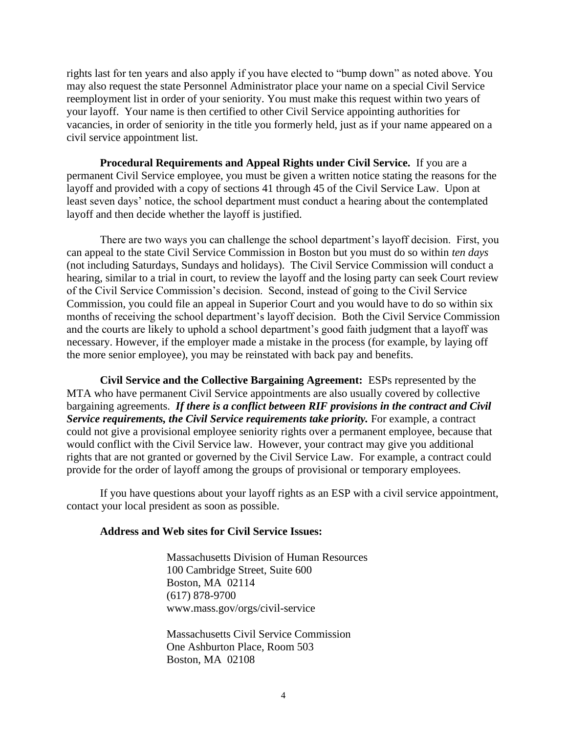rights last for ten years and also apply if you have elected to "bump down" as noted above. You may also request the state Personnel Administrator place your name on a special Civil Service reemployment list in order of your seniority. You must make this request within two years of your layoff. Your name is then certified to other Civil Service appointing authorities for vacancies, in order of seniority in the title you formerly held, just as if your name appeared on a civil service appointment list.

**Procedural Requirements and Appeal Rights under Civil Service.** If you are a permanent Civil Service employee, you must be given a written notice stating the reasons for the layoff and provided with a copy of sections 41 through 45 of the Civil Service Law. Upon at least seven days' notice, the school department must conduct a hearing about the contemplated layoff and then decide whether the layoff is justified.

There are two ways you can challenge the school department's layoff decision. First, you can appeal to the state Civil Service Commission in Boston but you must do so within *ten days* (not including Saturdays, Sundays and holidays). The Civil Service Commission will conduct a hearing, similar to a trial in court, to review the layoff and the losing party can seek Court review of the Civil Service Commission's decision. Second, instead of going to the Civil Service Commission, you could file an appeal in Superior Court and you would have to do so within six months of receiving the school department's layoff decision. Both the Civil Service Commission and the courts are likely to uphold a school department's good faith judgment that a layoff was necessary. However, if the employer made a mistake in the process (for example, by laying off the more senior employee), you may be reinstated with back pay and benefits.

**Civil Service and the Collective Bargaining Agreement:** ESPs represented by the MTA who have permanent Civil Service appointments are also usually covered by collective bargaining agreements. ***If there is a conflict between RIF provisions in the contract and Civil Service requirements, the Civil Service requirements take priority.*** For example, a contract could not give a provisional employee seniority rights over a permanent employee, because that would conflict with the Civil Service law. However, your contract may give you additional rights that are not granted or governed by the Civil Service Law. For example, a contract could provide for the order of layoff among the groups of provisional or temporary employees.

If you have questions about your layoff rights as an ESP with a civil service appointment, contact your local president as soon as possible.

**Address and Web sites for Civil Service Issues:**

Massachusetts Division of Human Resources
100 Cambridge Street, Suite 600
Boston, MA 02114
(617) 878-9700
www.mass.gov/orgs/civil-service

Massachusetts Civil Service Commission
One Ashburton Place, Room 503
Boston, MA 02108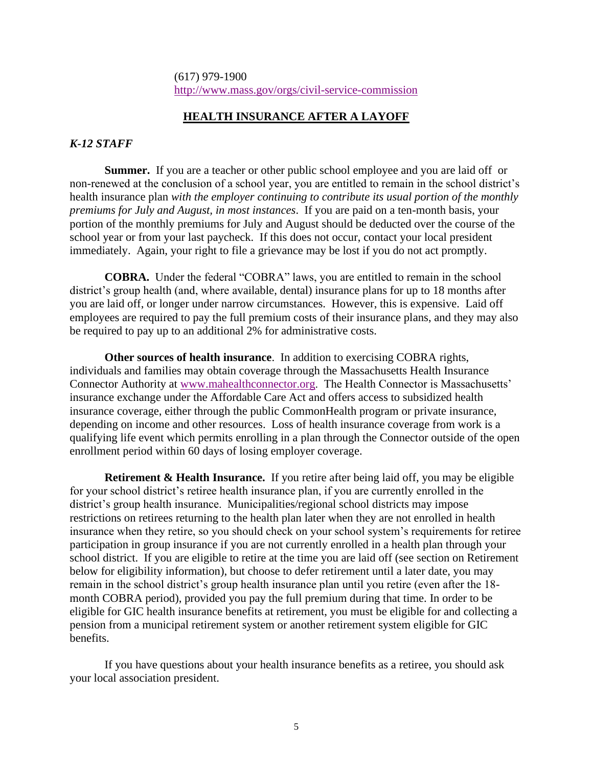(617) 979-1900
http://www.mass.gov/orgs/civil-service-commission

## HEALTH INSURANCE AFTER A LAYOFF

### *K-12 STAFF*

**Summer.** If you are a teacher or other public school employee and you are laid off or non-renewed at the conclusion of a school year, you are entitled to remain in the school district's health insurance plan *with the employer continuing to contribute its usual portion of the monthly premiums for July and August, in most instances*. If you are paid on a ten-month basis, your portion of the monthly premiums for July and August should be deducted over the course of the school year or from your last paycheck. If this does not occur, contact your local president immediately. Again, your right to file a grievance may be lost if you do not act promptly.

**COBRA.** Under the federal "COBRA" laws, you are entitled to remain in the school district's group health (and, where available, dental) insurance plans for up to 18 months after you are laid off, or longer under narrow circumstances. However, this is expensive. Laid off employees are required to pay the full premium costs of their insurance plans, and they may also be required to pay up to an additional 2% for administrative costs.

**Other sources of health insurance**. In addition to exercising COBRA rights, individuals and families may obtain coverage through the Massachusetts Health Insurance Connector Authority at www.mahealthconnector.org. The Health Connector is Massachusetts' insurance exchange under the Affordable Care Act and offers access to subsidized health insurance coverage, either through the public CommonHealth program or private insurance, depending on income and other resources. Loss of health insurance coverage from work is a qualifying life event which permits enrolling in a plan through the Connector outside of the open enrollment period within 60 days of losing employer coverage.

**Retirement & Health Insurance.** If you retire after being laid off, you may be eligible for your school district's retiree health insurance plan, if you are currently enrolled in the district's group health insurance. Municipalities/regional school districts may impose restrictions on retirees returning to the health plan later when they are not enrolled in health insurance when they retire, so you should check on your school system's requirements for retiree participation in group insurance if you are not currently enrolled in a health plan through your school district. If you are eligible to retire at the time you are laid off (see section on Retirement below for eligibility information), but choose to defer retirement until a later date, you may remain in the school district's group health insurance plan until you retire (even after the 18-month COBRA period), provided you pay the full premium during that time. In order to be eligible for GIC health insurance benefits at retirement, you must be eligible for and collecting a pension from a municipal retirement system or another retirement system eligible for GIC benefits.

If you have questions about your health insurance benefits as a retiree, you should ask your local association president.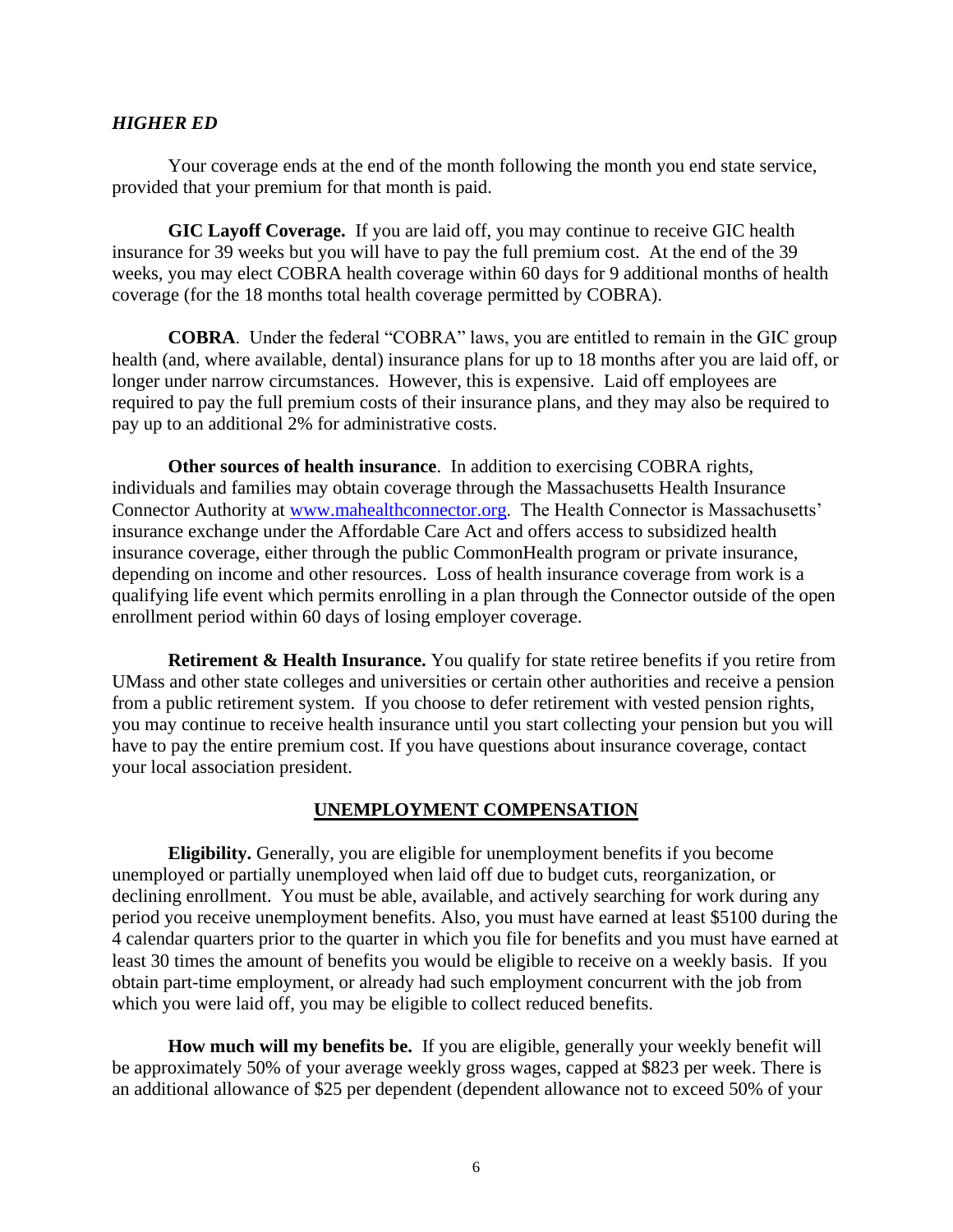### *HIGHER ED*

Your coverage ends at the end of the month following the month you end state service, provided that your premium for that month is paid.

**GIC Layoff Coverage.** If you are laid off, you may continue to receive GIC health insurance for 39 weeks but you will have to pay the full premium cost. At the end of the 39 weeks, you may elect COBRA health coverage within 60 days for 9 additional months of health coverage (for the 18 months total health coverage permitted by COBRA).

**COBRA**. Under the federal "COBRA" laws, you are entitled to remain in the GIC group health (and, where available, dental) insurance plans for up to 18 months after you are laid off, or longer under narrow circumstances. However, this is expensive. Laid off employees are required to pay the full premium costs of their insurance plans, and they may also be required to pay up to an additional 2% for administrative costs.

**Other sources of health insurance**. In addition to exercising COBRA rights, individuals and families may obtain coverage through the Massachusetts Health Insurance Connector Authority at [www.mahealthconnector.org](http://www.mahealthconnector.org). The Health Connector is Massachusetts' insurance exchange under the Affordable Care Act and offers access to subsidized health insurance coverage, either through the public CommonHealth program or private insurance, depending on income and other resources. Loss of health insurance coverage from work is a qualifying life event which permits enrolling in a plan through the Connector outside of the open enrollment period within 60 days of losing employer coverage.

**Retirement & Health Insurance.** You qualify for state retiree benefits if you retire from UMass and other state colleges and universities or certain other authorities and receive a pension from a public retirement system. If you choose to defer retirement with vested pension rights, you may continue to receive health insurance until you start collecting your pension but you will have to pay the entire premium cost. If you have questions about insurance coverage, contact your local association president.

## UNEMPLOYMENT COMPENSATION

**Eligibility.** Generally, you are eligible for unemployment benefits if you become unemployed or partially unemployed when laid off due to budget cuts, reorganization, or declining enrollment. You must be able, available, and actively searching for work during any period you receive unemployment benefits. Also, you must have earned at least $5100 during the 4 calendar quarters prior to the quarter in which you file for benefits and you must have earned at least 30 times the amount of benefits you would be eligible to receive on a weekly basis. If you obtain part-time employment, or already had such employment concurrent with the job from which you were laid off, you may be eligible to collect reduced benefits.

**How much will my benefits be.** If you are eligible, generally your weekly benefit will be approximately 50% of your average weekly gross wages, capped at $823 per week. There is an additional allowance of $25 per dependent (dependent allowance not to exceed 50% of your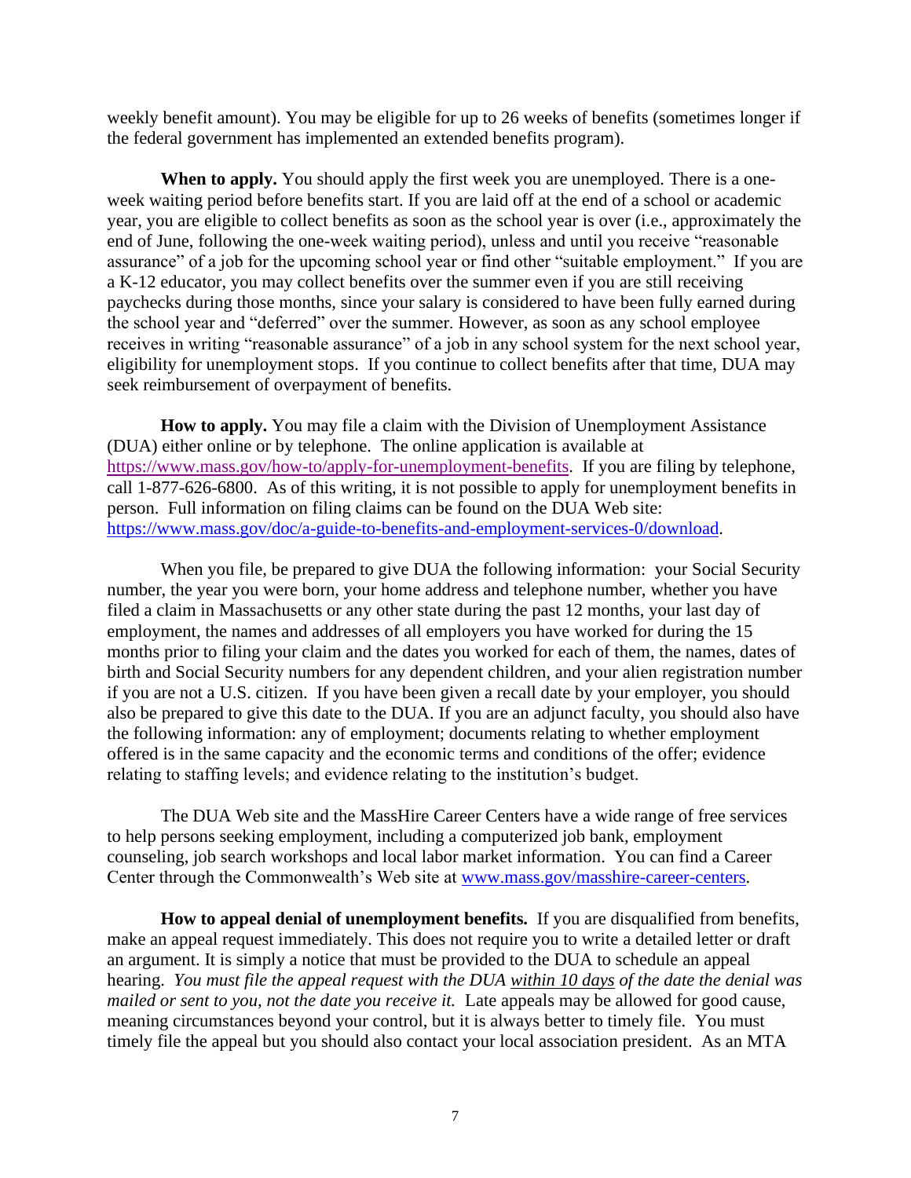weekly benefit amount). You may be eligible for up to 26 weeks of benefits (sometimes longer if the federal government has implemented an extended benefits program).

**When to apply.** You should apply the first week you are unemployed. There is a one-week waiting period before benefits start. If you are laid off at the end of a school or academic year, you are eligible to collect benefits as soon as the school year is over (i.e., approximately the end of June, following the one-week waiting period), unless and until you receive "reasonable assurance" of a job for the upcoming school year or find other "suitable employment." If you are a K-12 educator, you may collect benefits over the summer even if you are still receiving paychecks during those months, since your salary is considered to have been fully earned during the school year and "deferred" over the summer. However, as soon as any school employee receives in writing "reasonable assurance" of a job in any school system for the next school year, eligibility for unemployment stops. If you continue to collect benefits after that time, DUA may seek reimbursement of overpayment of benefits.

**How to apply.** You may file a claim with the Division of Unemployment Assistance (DUA) either online or by telephone. The online application is available at https://www.mass.gov/how-to/apply-for-unemployment-benefits. If you are filing by telephone, call 1-877-626-6800. As of this writing, it is not possible to apply for unemployment benefits in person. Full information on filing claims can be found on the DUA Web site: https://www.mass.gov/doc/a-guide-to-benefits-and-employment-services-0/download.

When you file, be prepared to give DUA the following information: your Social Security number, the year you were born, your home address and telephone number, whether you have filed a claim in Massachusetts or any other state during the past 12 months, your last day of employment, the names and addresses of all employers you have worked for during the 15 months prior to filing your claim and the dates you worked for each of them, the names, dates of birth and Social Security numbers for any dependent children, and your alien registration number if you are not a U.S. citizen. If you have been given a recall date by your employer, you should also be prepared to give this date to the DUA. If you are an adjunct faculty, you should also have the following information: any of employment; documents relating to whether employment offered is in the same capacity and the economic terms and conditions of the offer; evidence relating to staffing levels; and evidence relating to the institution's budget.

The DUA Web site and the MassHire Career Centers have a wide range of free services to help persons seeking employment, including a computerized job bank, employment counseling, job search workshops and local labor market information. You can find a Career Center through the Commonwealth's Web site at www.mass.gov/masshire-career-centers.

**How to appeal denial of unemployment benefits.** If you are disqualified from benefits, make an appeal request immediately. This does not require you to write a detailed letter or draft an argument. It is simply a notice that must be provided to the DUA to schedule an appeal hearing. *You must file the appeal request with the DUA <u>within 10 days</u> of the date the denial was mailed or sent to you, not the date you receive it.* Late appeals may be allowed for good cause, meaning circumstances beyond your control, but it is always better to timely file. You must timely file the appeal but you should also contact your local association president. As an MTA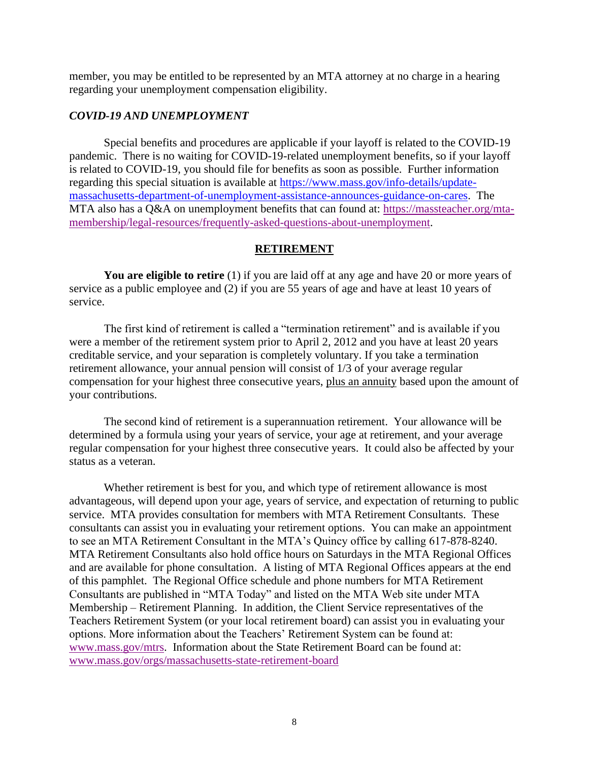member, you may be entitled to be represented by an MTA attorney at no charge in a hearing regarding your unemployment compensation eligibility.

### *COVID-19 AND UNEMPLOYMENT*

Special benefits and procedures are applicable if your layoff is related to the COVID-19 pandemic. There is no waiting for COVID-19-related unemployment benefits, so if your layoff is related to COVID-19, you should file for benefits as soon as possible. Further information regarding this special situation is available at https://www.mass.gov/info-details/update-massachusetts-department-of-unemployment-assistance-announces-guidance-on-cares. The MTA also has a Q&A on unemployment benefits that can found at: https://massteacher.org/mta-membership/legal-resources/frequently-asked-questions-about-unemployment.

## RETIREMENT

**You are eligible to retire** (1) if you are laid off at any age and have 20 or more years of service as a public employee and (2) if you are 55 years of age and have at least 10 years of service.

The first kind of retirement is called a "termination retirement" and is available if you were a member of the retirement system prior to April 2, 2012 and you have at least 20 years creditable service, and your separation is completely voluntary. If you take a termination retirement allowance, your annual pension will consist of 1/3 of your average regular compensation for your highest three consecutive years, plus an annuity based upon the amount of your contributions.

The second kind of retirement is a superannuation retirement. Your allowance will be determined by a formula using your years of service, your age at retirement, and your average regular compensation for your highest three consecutive years. It could also be affected by your status as a veteran.

Whether retirement is best for you, and which type of retirement allowance is most advantageous, will depend upon your age, years of service, and expectation of returning to public service. MTA provides consultation for members with MTA Retirement Consultants. These consultants can assist you in evaluating your retirement options. You can make an appointment to see an MTA Retirement Consultant in the MTA's Quincy office by calling 617-878-8240. MTA Retirement Consultants also hold office hours on Saturdays in the MTA Regional Offices and are available for phone consultation. A listing of MTA Regional Offices appears at the end of this pamphlet. The Regional Office schedule and phone numbers for MTA Retirement Consultants are published in "MTA Today" and listed on the MTA Web site under MTA Membership – Retirement Planning. In addition, the Client Service representatives of the Teachers Retirement System (or your local retirement board) can assist you in evaluating your options. More information about the Teachers' Retirement System can be found at: www.mass.gov/mtrs. Information about the State Retirement Board can be found at: www.mass.gov/orgs/massachusetts-state-retirement-board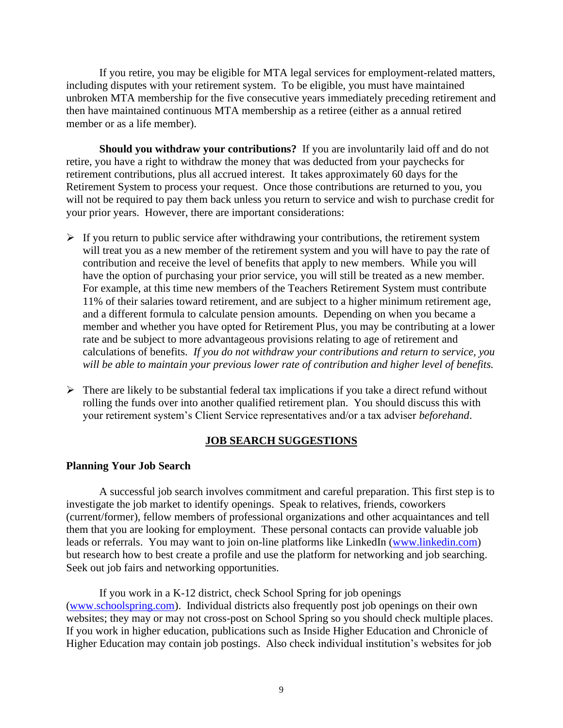If you retire, you may be eligible for MTA legal services for employment-related matters, including disputes with your retirement system. To be eligible, you must have maintained unbroken MTA membership for the five consecutive years immediately preceding retirement and then have maintained continuous MTA membership as a retiree (either as a annual retired member or as a life member).

**Should you withdraw your contributions?** If you are involuntarily laid off and do not retire, you have a right to withdraw the money that was deducted from your paychecks for retirement contributions, plus all accrued interest. It takes approximately 60 days for the Retirement System to process your request. Once those contributions are returned to you, you will not be required to pay them back unless you return to service and wish to purchase credit for your prior years. However, there are important considerations:

- If you return to public service after withdrawing your contributions, the retirement system will treat you as a new member of the retirement system and you will have to pay the rate of contribution and receive the level of benefits that apply to new members. While you will have the option of purchasing your prior service, you will still be treated as a new member. For example, at this time new members of the Teachers Retirement System must contribute 11% of their salaries toward retirement, and are subject to a higher minimum retirement age, and a different formula to calculate pension amounts. Depending on when you became a member and whether you have opted for Retirement Plus, you may be contributing at a lower rate and be subject to more advantageous provisions relating to age of retirement and calculations of benefits. *If you do not withdraw your contributions and return to service, you will be able to maintain your previous lower rate of contribution and higher level of benefits.*

- There are likely to be substantial federal tax implications if you take a direct refund without rolling the funds over into another qualified retirement plan. You should discuss this with your retirement system's Client Service representatives and/or a tax adviser *beforehand*.

## JOB SEARCH SUGGESTIONS

### Planning Your Job Search

A successful job search involves commitment and careful preparation. This first step is to investigate the job market to identify openings. Speak to relatives, friends, coworkers (current/former), fellow members of professional organizations and other acquaintances and tell them that you are looking for employment. These personal contacts can provide valuable job leads or referrals. You may want to join on-line platforms like LinkedIn (www.linkedin.com) but research how to best create a profile and use the platform for networking and job searching. Seek out job fairs and networking opportunities.

If you work in a K-12 district, check School Spring for job openings (www.schoolspring.com). Individual districts also frequently post job openings on their own websites; they may or may not cross-post on School Spring so you should check multiple places. If you work in higher education, publications such as Inside Higher Education and Chronicle of Higher Education may contain job postings. Also check individual institution's websites for job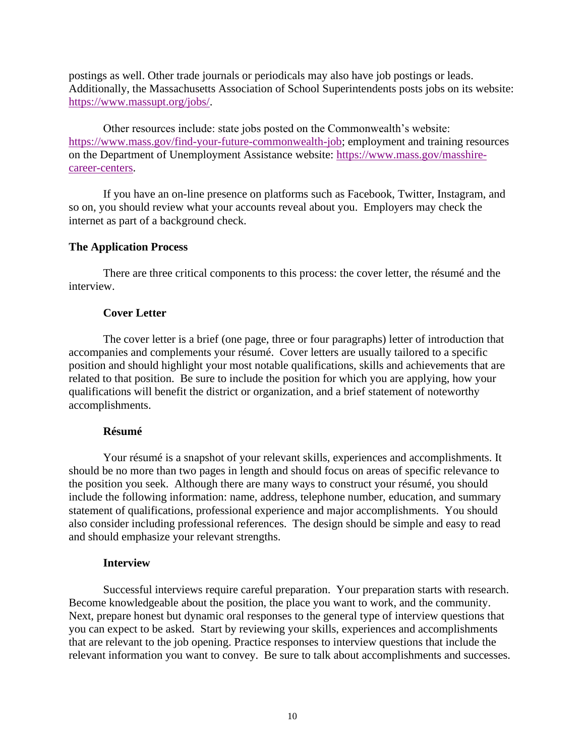postings as well. Other trade journals or periodicals may also have job postings or leads. Additionally, the Massachusetts Association of School Superintendents posts jobs on its website: https://www.massupt.org/jobs/.

Other resources include: state jobs posted on the Commonwealth's website: https://www.mass.gov/find-your-future-commonwealth-job; employment and training resources on the Department of Unemployment Assistance website: https://www.mass.gov/masshire-career-centers.

If you have an on-line presence on platforms such as Facebook, Twitter, Instagram, and so on, you should review what your accounts reveal about you. Employers may check the internet as part of a background check.

## The Application Process

There are three critical components to this process: the cover letter, the résumé and the interview.

### Cover Letter

The cover letter is a brief (one page, three or four paragraphs) letter of introduction that accompanies and complements your résumé. Cover letters are usually tailored to a specific position and should highlight your most notable qualifications, skills and achievements that are related to that position. Be sure to include the position for which you are applying, how your qualifications will benefit the district or organization, and a brief statement of noteworthy accomplishments.

### Résumé

Your résumé is a snapshot of your relevant skills, experiences and accomplishments. It should be no more than two pages in length and should focus on areas of specific relevance to the position you seek. Although there are many ways to construct your résumé, you should include the following information: name, address, telephone number, education, and summary statement of qualifications, professional experience and major accomplishments. You should also consider including professional references. The design should be simple and easy to read and should emphasize your relevant strengths.

### Interview

Successful interviews require careful preparation. Your preparation starts with research. Become knowledgeable about the position, the place you want to work, and the community. Next, prepare honest but dynamic oral responses to the general type of interview questions that you can expect to be asked. Start by reviewing your skills, experiences and accomplishments that are relevant to the job opening. Practice responses to interview questions that include the relevant information you want to convey. Be sure to talk about accomplishments and successes.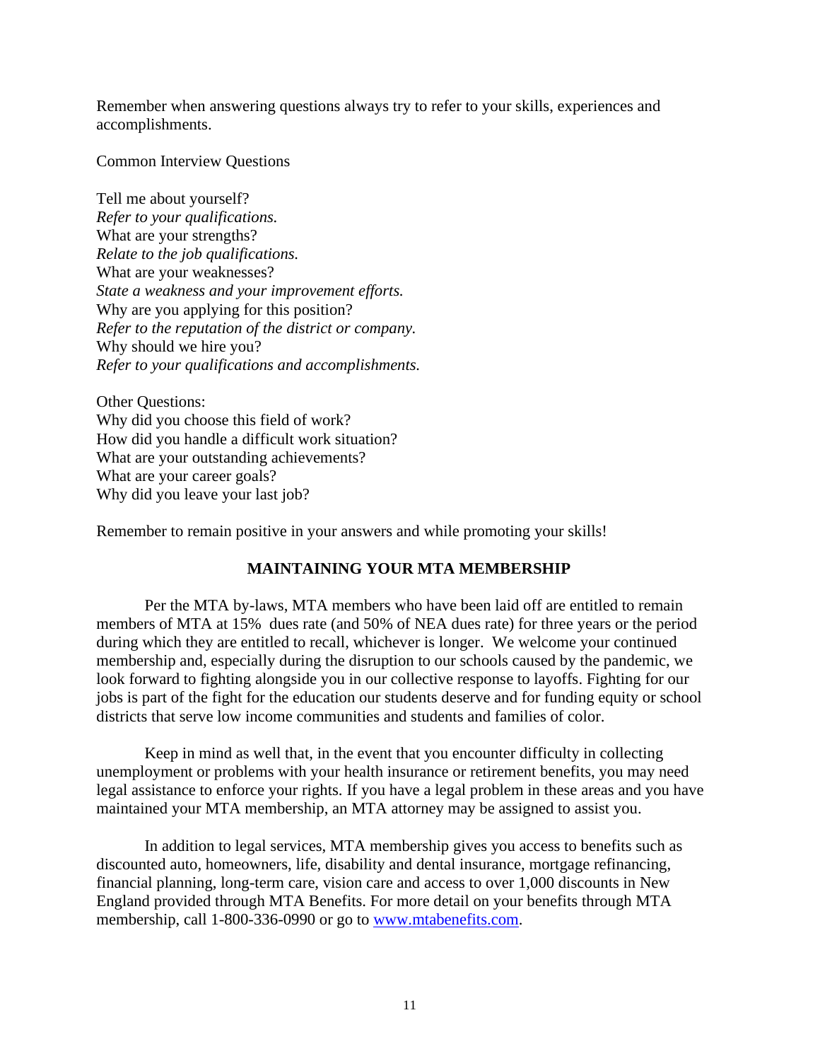Remember when answering questions always try to refer to your skills, experiences and accomplishments.

Common Interview Questions

Tell me about yourself?
*Refer to your qualifications.*
What are your strengths?
*Relate to the job qualifications.*
What are your weaknesses?
*State a weakness and your improvement efforts.*
Why are you applying for this position?
*Refer to the reputation of the district or company.*
Why should we hire you?
*Refer to your qualifications and accomplishments.*

Other Questions:
Why did you choose this field of work?
How did you handle a difficult work situation?
What are your outstanding achievements?
What are your career goals?
Why did you leave your last job?

Remember to remain positive in your answers and while promoting your skills!

## MAINTAINING YOUR MTA MEMBERSHIP

Per the MTA by-laws, MTA members who have been laid off are entitled to remain members of MTA at 15% dues rate (and 50% of NEA dues rate) for three years or the period during which they are entitled to recall, whichever is longer. We welcome your continued membership and, especially during the disruption to our schools caused by the pandemic, we look forward to fighting alongside you in our collective response to layoffs. Fighting for our jobs is part of the fight for the education our students deserve and for funding equity or school districts that serve low income communities and students and families of color.

Keep in mind as well that, in the event that you encounter difficulty in collecting unemployment or problems with your health insurance or retirement benefits, you may need legal assistance to enforce your rights. If you have a legal problem in these areas and you have maintained your MTA membership, an MTA attorney may be assigned to assist you.

In addition to legal services, MTA membership gives you access to benefits such as discounted auto, homeowners, life, disability and dental insurance, mortgage refinancing, financial planning, long-term care, vision care and access to over 1,000 discounts in New England provided through MTA Benefits. For more detail on your benefits through MTA membership, call 1-800-336-0990 or go to [www.mtabenefits.com](http://www.mtabenefits.com).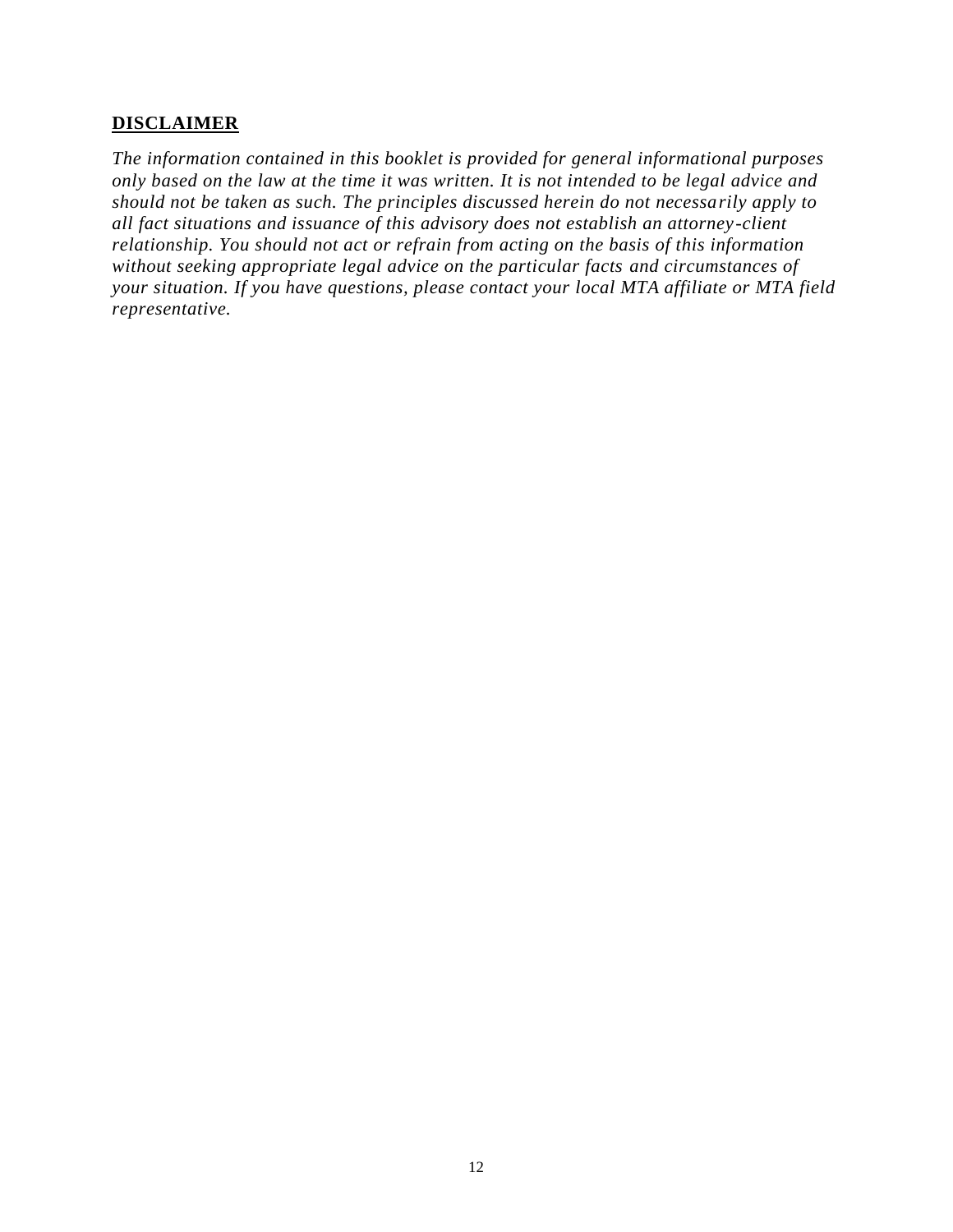**DISCLAIMER**

*The information contained in this booklet is provided for general informational purposes only based on the law at the time it was written. It is not intended to be legal advice and should not be taken as such. The principles discussed herein do not necessarily apply to all fact situations and issuance of this advisory does not establish an attorney-client relationship. You should not act or refrain from acting on the basis of this information without seeking appropriate legal advice on the particular facts and circumstances of your situation. If you have questions, please contact your local MTA affiliate or MTA field representative.*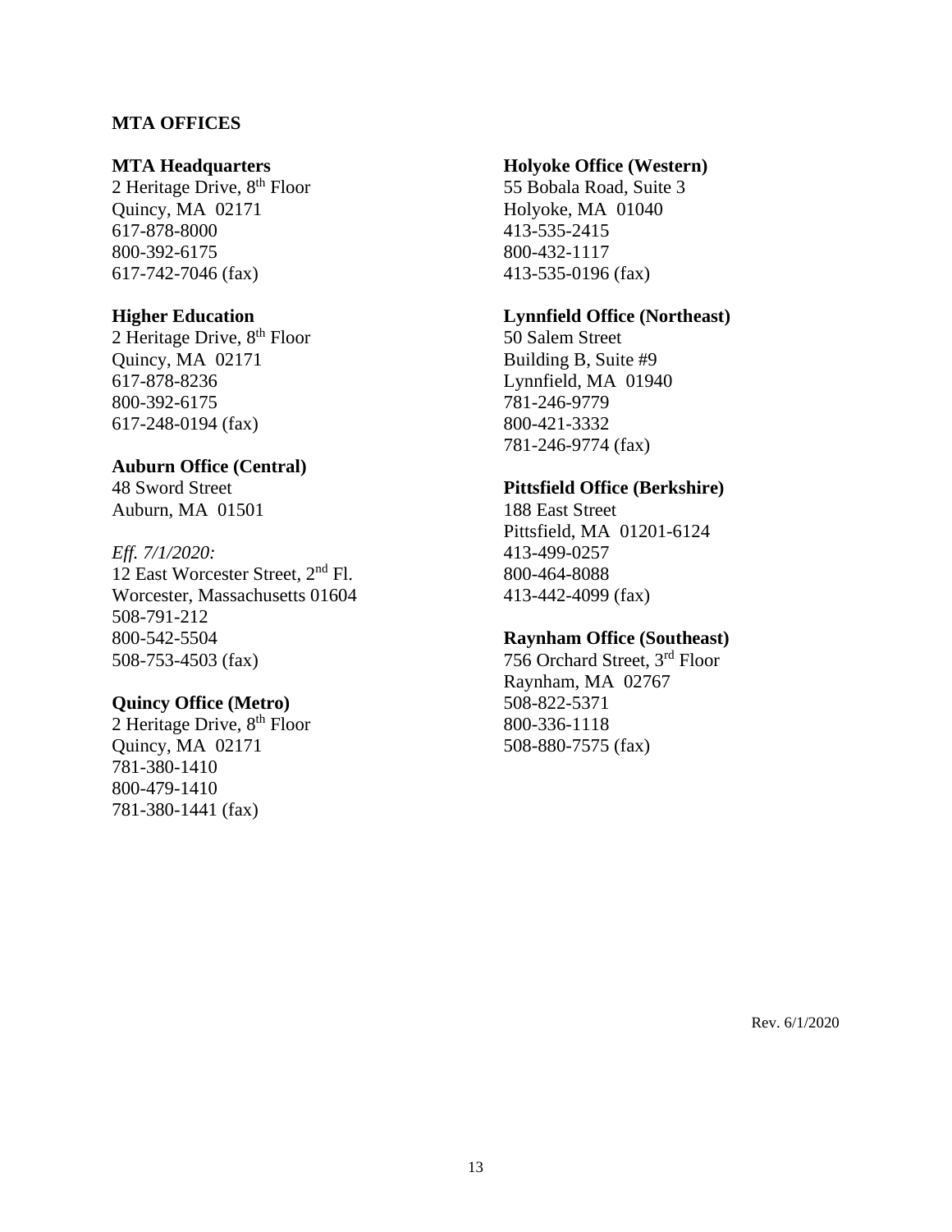## MTA OFFICES

**MTA Headquarters**
2 Heritage Drive, 8th Floor
Quincy, MA 02171
617-878-8000
800-392-6175
617-742-7046 (fax)

**Higher Education**
2 Heritage Drive, 8th Floor
Quincy, MA 02171
617-878-8236
800-392-6175
617-248-0194 (fax)

**Auburn Office (Central)**
48 Sword Street
Auburn, MA 01501

*Eff. 7/1/2020:*
12 East Worcester Street, 2nd Fl.
Worcester, Massachusetts 01604
508-791-212
800-542-5504
508-753-4503 (fax)

**Quincy Office (Metro)**
2 Heritage Drive, 8th Floor
Quincy, MA 02171
781-380-1410
800-479-1410
781-380-1441 (fax)

**Holyoke Office (Western)**
55 Bobala Road, Suite 3
Holyoke, MA 01040
413-535-2415
800-432-1117
413-535-0196 (fax)

**Lynnfield Office (Northeast)**
50 Salem Street
Building B, Suite #9
Lynnfield, MA 01940
781-246-9779
800-421-3332
781-246-9774 (fax)

**Pittsfield Office (Berkshire)**
188 East Street
Pittsfield, MA 01201-6124
413-499-0257
800-464-8088
413-442-4099 (fax)

**Raynham Office (Southeast)**
756 Orchard Street, 3rd Floor
Raynham, MA 02767
508-822-5371
800-336-1118
508-880-7575 (fax)

Rev. 6/1/2020